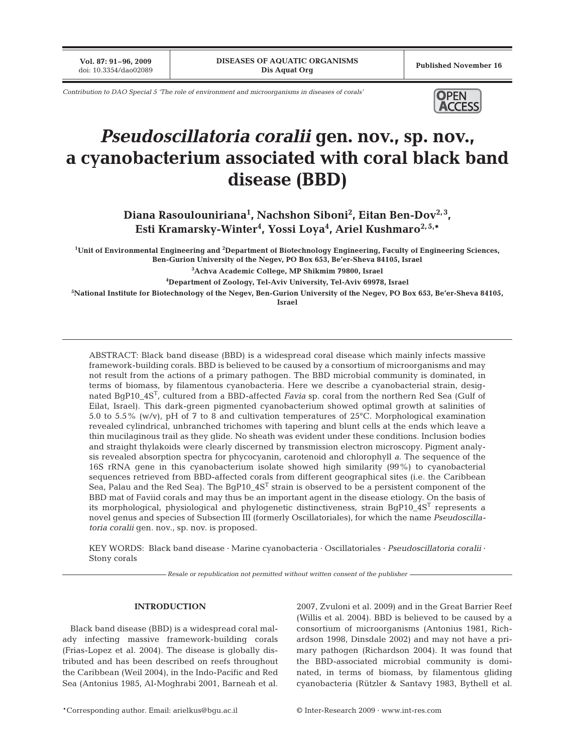Contribution to DAO Special 5 'The role of environment and microorganisms in diseases of corals'

# *Pseudoscillatoria coralii* gen. nov., sp. nov., a cyanobacterium associated with coral black band disease (BBD)

**Diana Rasoulouniriana[1], Nachshon Siboni[2], Eitan Ben-Dov[2,3], Esti Kramarsky-Winter[4], Yossi Loya[4], Ariel Kushmaro[2,5,*]**

[1]Unit of Environmental Engineering and [2]Department of Biotechnology Engineering, Faculty of Engineering Sciences, Ben-Gurion University of the Negev, PO Box 653, Be'er-Sheva 84105, Israel

[3]Achva Academic College, MP Shikmim 79800, Israel

[4]Department of Zoology, Tel-Aviv University, Tel-Aviv 69978, Israel

[5]National Institute for Biotechnology of the Negev, Ben-Gurion University of the Negev, PO Box 653, Be'er-Sheva 84105, Israel

ABSTRACT: Black band disease (BBD) is a widespread coral disease which mainly infects massive framework-building corals. BBD is believed to be caused by a consortium of microorganisms and may not result from the actions of a primary pathogen. The BBD microbial community is dominated, in terms of biomass, by filamentous cyanobacteria. Here we describe a cyanobacterial strain, designated BgP10_4S$^T$, cultured from a BBD-affected *Favia* sp. coral from the northern Red Sea (Gulf of Eilat, Israel). This dark-green pigmented cyanobacterium showed optimal growth at salinities of 5.0 to 5.5% (w/v), pH of 7 to 8 and cultivation temperatures of 25°C. Morphological examination revealed cylindrical, unbranched trichomes with tapering and blunt cells at the ends which leave a thin mucilaginous trail as they glide. No sheath was evident under these conditions. Inclusion bodies and straight thylakoids were clearly discerned by transmission electron microscopy. Pigment analysis revealed absorption spectra for phycocyanin, carotenoid and chlorophyll *a*. The sequence of the 16S rRNA gene in this cyanobacterium isolate showed high similarity (99%) to cyanobacterial sequences retrieved from BBD-affected corals from different geographical sites (i.e. the Caribbean Sea, Palau and the Red Sea). The BgP10_4S$^T$ strain is observed to be a persistent component of the BBD mat of Faviid corals and may thus be an important agent in the disease etiology. On the basis of its morphological, physiological and phylogenetic distinctiveness, strain BgP10_4S$^T$ represents a novel genus and species of Subsection III (formerly Oscillatoriales), for which the name *Pseudoscillatoria coralii* gen. nov., sp. nov. is proposed.

KEY WORDS: Black band disease · Marine cyanobacteria · Oscillatoriales · *Pseudoscillatoria coralii* · Stony corals

*Resale or republication not permitted without written consent of the publisher*

## INTRODUCTION

Black band disease (BBD) is a widespread coral malady infecting massive framework-building corals (Frias-Lopez et al. 2004). The disease is globally distributed and has been described on reefs throughout the Caribbean (Weil 2004), in the Indo-Pacific and Red Sea (Antonius 1985, Al-Moghrabi 2001, Barneah et al. 2007, Zvuloni et al. 2009) and in the Great Barrier Reef (Willis et al. 2004). BBD is believed to be caused by a consortium of microorganisms (Antonius 1981, Richardson 1998, Dinsdale 2002) and may not have a primary pathogen (Richardson 2004). It was found that the BBD-associated microbial community is dominated, in terms of biomass, by filamentous gliding cyanobacteria (Rützler & Santavy 1983, Bythell et al.

*Corresponding author. Email: arielkus@bgu.ac.il

© Inter-Research 2009 · www.int-res.com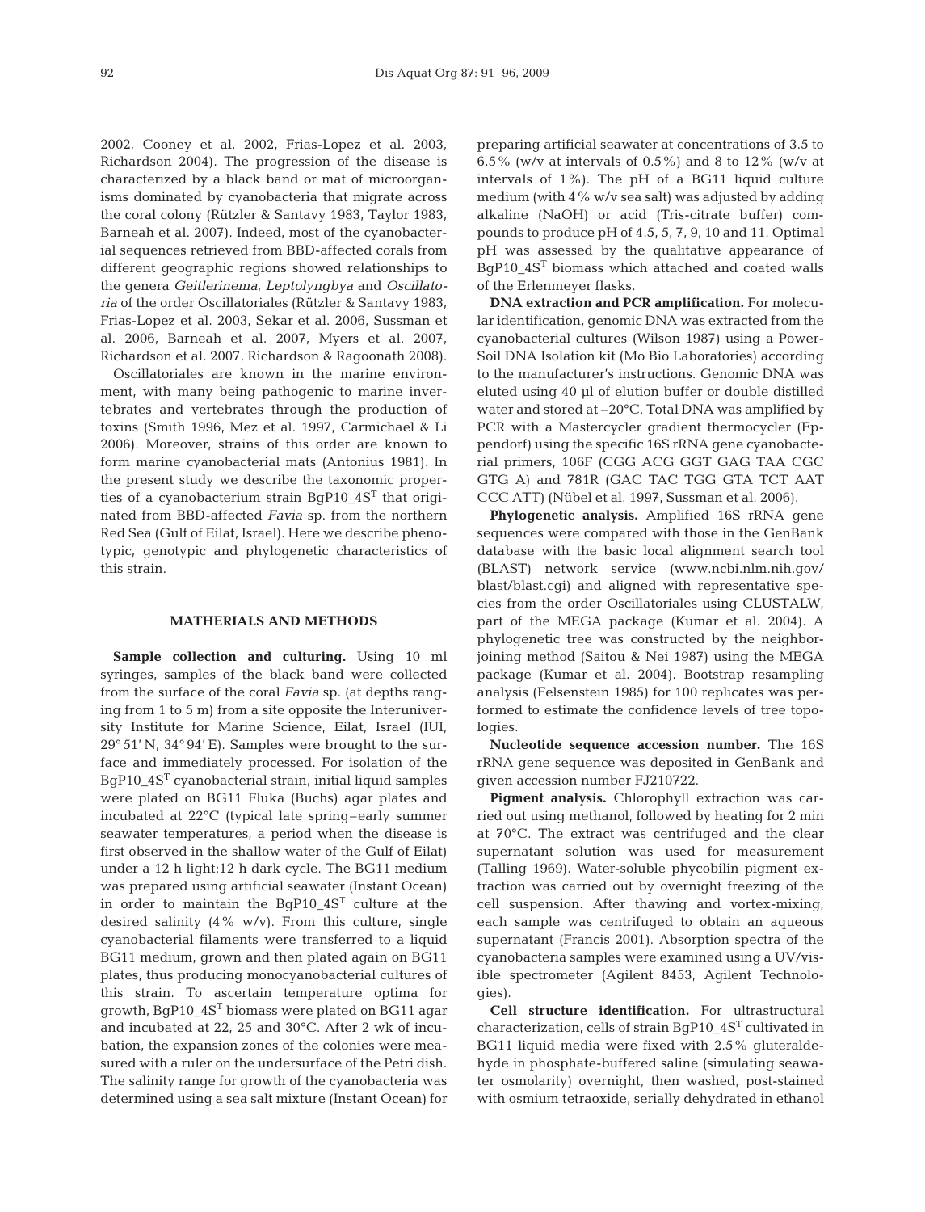2002, Cooney et al. 2002, Frias-Lopez et al. 2003, Richardson 2004). The progression of the disease is characterized by a black band or mat of microorganisms dominated by cyanobacteria that migrate across the coral colony (Rützler & Santavy 1983, Taylor 1983, Barneah et al. 2007). Indeed, most of the cyanobacterial sequences retrieved from BBD-affected corals from different geographic regions showed relationships to the genera *Geitlerinema*, *Leptolyngbya* and *Oscillatoria* of the order Oscillatoriales (Rützler & Santavy 1983, Frias-Lopez et al. 2003, Sekar et al. 2006, Sussman et al. 2006, Barneah et al. 2007, Myers et al. 2007, Richardson et al. 2007, Richardson & Ragoonath 2008).

Oscillatoriales are known in the marine environment, with many being pathogenic to marine invertebrates and vertebrates through the production of toxins (Smith 1996, Mez et al. 1997, Carmichael & Li 2006). Moreover, strains of this order are known to form marine cyanobacterial mats (Antonius 1981). In the present study we describe the taxonomic properties of a cyanobacterium strain BgP10_4S$^T$ that originated from BBD-affected *Favia* sp. from the northern Red Sea (Gulf of Eilat, Israel). Here we describe phenotypic, genotypic and phylogenetic characteristics of this strain.

## MATHERIALS AND METHODS

**Sample collection and culturing.** Using 10 ml syringes, samples of the black band were collected from the surface of the coral *Favia* sp. (at depths ranging from 1 to 5 m) from a site opposite the Interuniversity Institute for Marine Science, Eilat, Israel (IUI, 29° 51' N, 34° 94' E). Samples were brought to the surface and immediately processed. For isolation of the BgP10_4S$^T$ cyanobacterial strain, initial liquid samples were plated on BG11 Fluka (Buchs) agar plates and incubated at 22°C (typical late spring–early summer seawater temperatures, a period when the disease is first observed in the shallow water of the Gulf of Eilat) under a 12 h light:12 h dark cycle. The BG11 medium was prepared using artificial seawater (Instant Ocean) in order to maintain the BgP10_4S$^T$ culture at the desired salinity (4% w/v). From this culture, single cyanobacterial filaments were transferred to a liquid BG11 medium, grown and then plated again on BG11 plates, thus producing monocyanobacterial cultures of this strain. To ascertain temperature optima for growth, BgP10_4S$^T$ biomass were plated on BG11 agar and incubated at 22, 25 and 30°C. After 2 wk of incubation, the expansion zones of the colonies were measured with a ruler on the undersurface of the Petri dish. The salinity range for growth of the cyanobacteria was determined using a sea salt mixture (Instant Ocean) for preparing artificial seawater at concentrations of 3.5 to 6.5% (w/v at intervals of 0.5%) and 8 to 12% (w/v at intervals of 1%). The pH of a BG11 liquid culture medium (with 4% w/v sea salt) was adjusted by adding alkaline (NaOH) or acid (Tris-citrate buffer) compounds to produce pH of 4.5, 5, 7, 9, 10 and 11. Optimal pH was assessed by the qualitative appearance of BgP10_4S$^T$ biomass which attached and coated walls of the Erlenmeyer flasks.

**DNA extraction and PCR amplification.** For molecular identification, genomic DNA was extracted from the cyanobacterial cultures (Wilson 1987) using a PowerSoil DNA Isolation kit (Mo Bio Laboratories) according to the manufacturer's instructions. Genomic DNA was eluted using 40 µl of elution buffer or double distilled water and stored at –20°C. Total DNA was amplified by PCR with a Mastercycler gradient thermocycler (Eppendorf) using the specific 16S rRNA gene cyanobacterial primers, 106F (CGG ACG GGT GAG TAA CGC GTG A) and 781R (GAC TAC TGG GTA TCT AAT CCC ATT) (Nübel et al. 1997, Sussman et al. 2006).

**Phylogenetic analysis.** Amplified 16S rRNA gene sequences were compared with those in the GenBank database with the basic local alignment search tool (BLAST) network service (www.ncbi.nlm.nih.gov/blast/blast.cgi) and aligned with representative species from the order Oscillatoriales using CLUSTALW, part of the MEGA package (Kumar et al. 2004). A phylogenetic tree was constructed by the neighbor-joining method (Saitou & Nei 1987) using the MEGA package (Kumar et al. 2004). Bootstrap resampling analysis (Felsenstein 1985) for 100 replicates was performed to estimate the confidence levels of tree topologies.

**Nucleotide sequence accession number.** The 16S rRNA gene sequence was deposited in GenBank and given accession number FJ210722.

**Pigment analysis.** Chlorophyll extraction was carried out using methanol, followed by heating for 2 min at 70°C. The extract was centrifuged and the clear supernatant solution was used for measurement (Talling 1969). Water-soluble phycobilin pigment extraction was carried out by overnight freezing of the cell suspension. After thawing and vortex-mixing, each sample was centrifuged to obtain an aqueous supernatant (Francis 2001). Absorption spectra of the cyanobacteria samples were examined using a UV/visible spectrometer (Agilent 8453, Agilent Technologies).

**Cell structure identification.** For ultrastructural characterization, cells of strain BgP10_4S$^T$ cultivated in BG11 liquid media were fixed with 2.5% gluteraldehyde in phosphate-buffered saline (simulating seawater osmolarity) overnight, then washed, post-stained with osmium tetraoxide, serially dehydrated in ethanol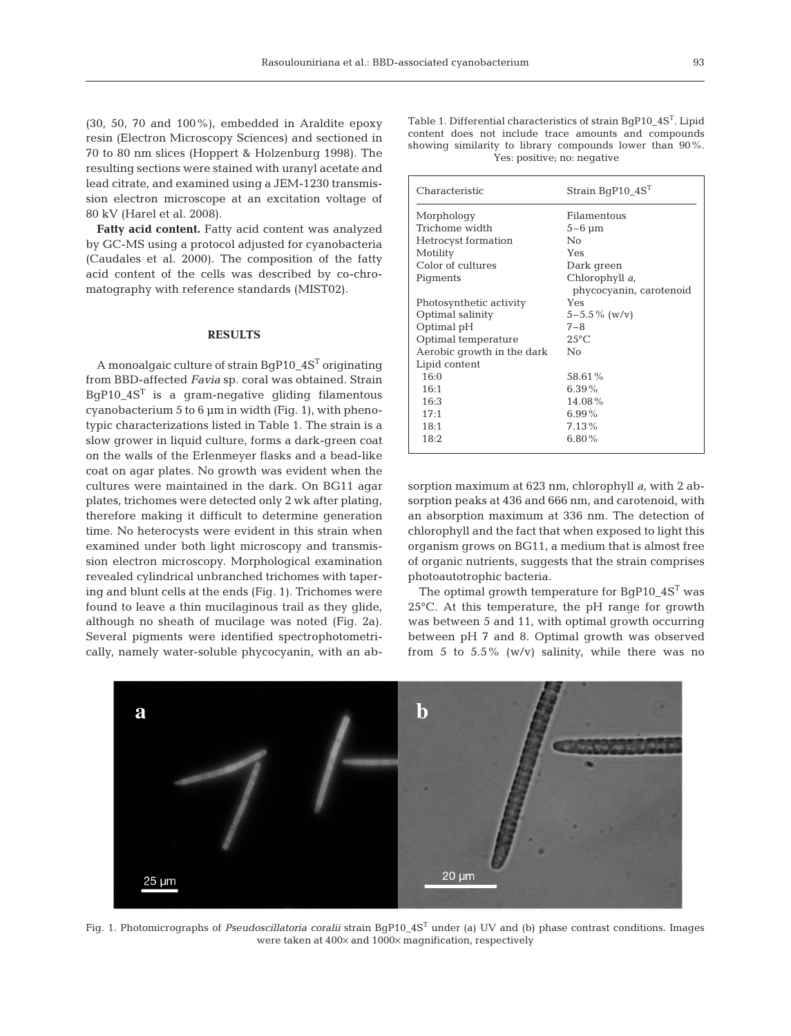(30, 50, 70 and 100%), embedded in Araldite epoxy resin (Electron Microscopy Sciences) and sectioned in 70 to 80 nm slices (Hoppert & Holzenburg 1998). The resulting sections were stained with uranyl acetate and lead citrate, and examined using a JEM-1230 transmission electron microscope at an excitation voltage of 80 kV (Harel et al. 2008).

**Fatty acid content.** Fatty acid content was analyzed by GC-MS using a protocol adjusted for cyanobacteria (Caudales et al. 2000). The composition of the fatty acid content of the cells was described by co-chromatography with reference standards (MIST02).

## RESULTS

A monoalgaic culture of strain BgP10_4S$^T$ originating from BBD-affected *Favia* sp. coral was obtained. Strain BgP10_4S$^T$ is a gram-negative gliding filamentous cyanobacterium 5 to 6 µm in width (Fig. 1), with phenotypic characterizations listed in Table 1. The strain is a slow grower in liquid culture, forms a dark-green coat on the walls of the Erlenmeyer flasks and a bead-like coat on agar plates. No growth was evident when the cultures were maintained in the dark. On BG11 agar plates, trichomes were detected only 2 wk after plating, therefore making it difficult to determine generation time. No heterocysts were evident in this strain when examined under both light microscopy and transmission electron microscopy. Morphological examination revealed cylindrical unbranched trichomes with tapering and blunt cells at the ends (Fig. 1). Trichomes were found to leave a thin mucilaginous trail as they glide, although no sheath of mucilage was noted (Fig. 2a). Several pigments were identified spectrophotometrically, namely water-soluble phycocyanin, with an absorption maximum at 623 nm, chlorophyll *a*, with 2 absorption peaks at 436 and 666 nm, and carotenoid, with an absorption maximum at 336 nm. The detection of chlorophyll and the fact that when exposed to light this organism grows on BG11, a medium that is almost free of organic nutrients, suggests that the strain comprises photoautotrophic bacteria.

Table 1. Differential characteristics of strain BgP10_4S$^T$. Lipid content does not include trace amounts and compounds showing similarity to library compounds lower than 90%. Yes: positive; no: negative

| Characteristic | Strain BgP10_4S$^T$ |
|---|---|
| Morphology | Filamentous |
| Trichome width | 5–6 µm |
| Hetrocyst formation | No |
| Motility | Yes |
| Color of cultures | Dark green |
| Pigments | Chlorophyll *a*, phycocyanin, carotenoid |
| Photosynthetic activity | Yes |
| Optimal salinity | 5–5.5% (w/v) |
| Optimal pH | 7–8 |
| Optimal temperature | 25°C |
| Aerobic growth in the dark | No |
| Lipid content | |
| 16:0 | 58.61% |
| 16:1 | 6.39% |
| 16:3 | 14.08% |
| 17:1 | 6.99% |
| 18:1 | 7.13% |
| 18:2 | 6.80% |

The optimal growth temperature for BgP10_4S$^T$ was 25°C. At this temperature, the pH range for growth was between 5 and 11, with optimal growth occurring between pH 7 and 8. Optimal growth was observed from 5 to 5.5% (w/v) salinity, while there was no

Fig. 1. Photomicrographs of *Pseudoscillatoria coralii* strain BgP10_4S$^T$ under (a) UV and (b) phase contrast conditions. Images were taken at 400× and 1000× magnification, respectively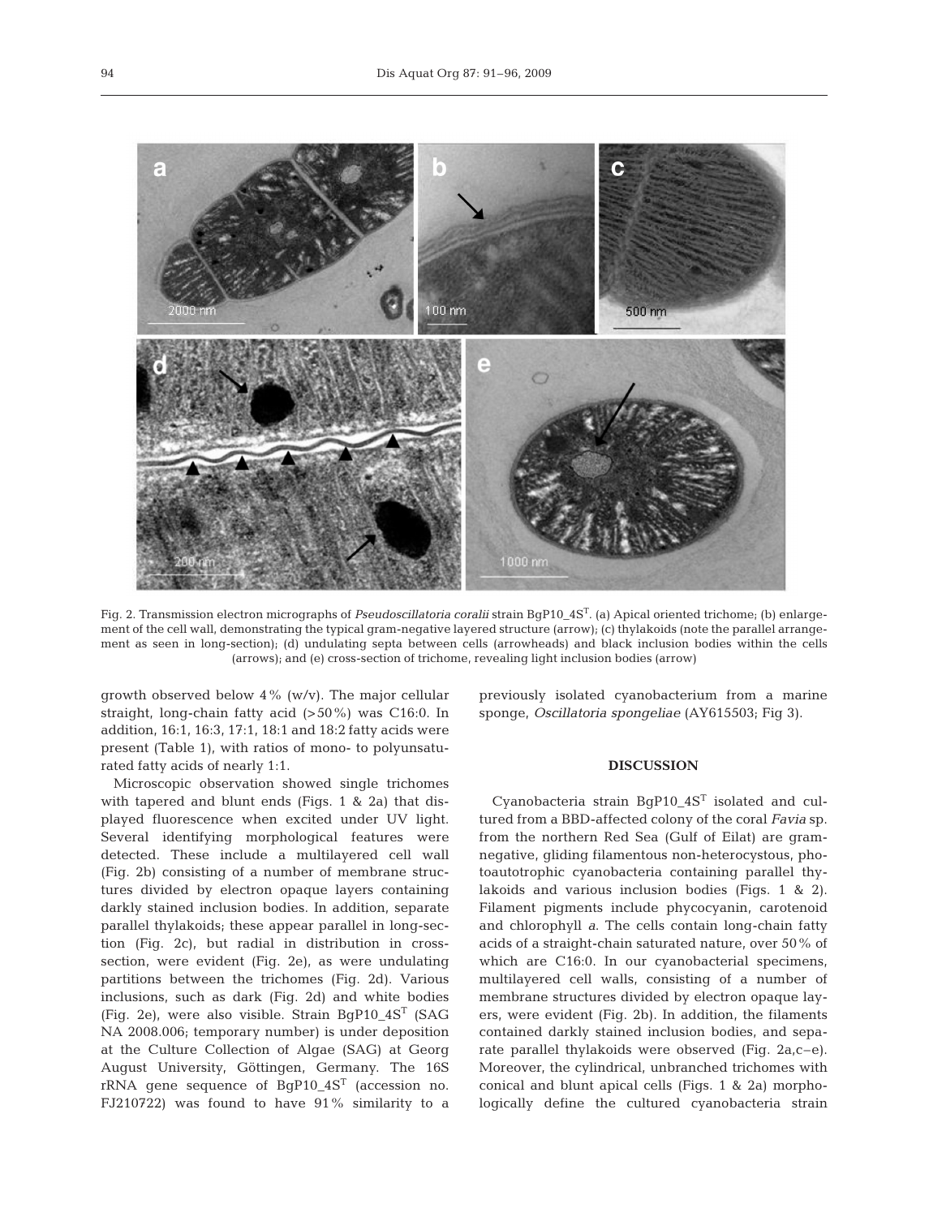Fig. 2. Transmission electron micrographs of *Pseudoscillatoria coralii* strain BgP10_4S$^T$. (a) Apical oriented trichome; (b) enlargement of the cell wall, demonstrating the typical gram-negative layered structure (arrow); (c) thylakoids (note the parallel arrangement as seen in long-section); (d) undulating septa between cells (arrowheads) and black inclusion bodies within the cells (arrows); and (e) cross-section of trichome, revealing light inclusion bodies (arrow)

growth observed below 4% (w/v). The major cellular straight, long-chain fatty acid (>50%) was C16:0. In addition, 16:1, 16:3, 17:1, 18:1 and 18:2 fatty acids were present (Table 1), with ratios of mono- to polyunsaturated fatty acids of nearly 1:1.

Microscopic observation showed single trichomes with tapered and blunt ends (Figs. 1 & 2a) that displayed fluorescence when excited under UV light. Several identifying morphological features were detected. These include a multilayered cell wall (Fig. 2b) consisting of a number of membrane structures divided by electron opaque layers containing darkly stained inclusion bodies. In addition, separate parallel thylakoids; these appear parallel in long-section (Fig. 2c), but radial in distribution in cross-section, were evident (Fig. 2e), as were undulating partitions between the trichomes (Fig. 2d). Various inclusions, such as dark (Fig. 2d) and white bodies (Fig. 2e), were also visible. Strain BgP10_4S$^T$ (SAG NA 2008.006; temporary number) is under deposition at the Culture Collection of Algae (SAG) at Georg August University, Göttingen, Germany. The 16S rRNA gene sequence of BgP10_4S$^T$ (accession no. FJ210722) was found to have 91% similarity to a previously isolated cyanobacterium from a marine sponge, *Oscillatoria spongeliae* (AY615503; Fig 3).

## DISCUSSION

Cyanobacteria strain BgP10_4S$^T$ isolated and cultured from a BBD-affected colony of the coral *Favia* sp. from the northern Red Sea (Gulf of Eilat) are gram-negative, gliding filamentous non-heterocystous, photoautotrophic cyanobacteria containing parallel thylakoids and various inclusion bodies (Figs. 1 & 2). Filament pigments include phycocyanin, carotenoid and chlorophyll *a*. The cells contain long-chain fatty acids of a straight-chain saturated nature, over 50% of which are C16:0. In our cyanobacterial specimens, multilayered cell walls, consisting of a number of membrane structures divided by electron opaque layers, were evident (Fig. 2b). In addition, the filaments contained darkly stained inclusion bodies, and separate parallel thylakoids were observed (Fig. 2a,c–e). Moreover, the cylindrical, unbranched trichomes with conical and blunt apical cells (Figs. 1 & 2a) morphologically define the cultured cyanobacteria strain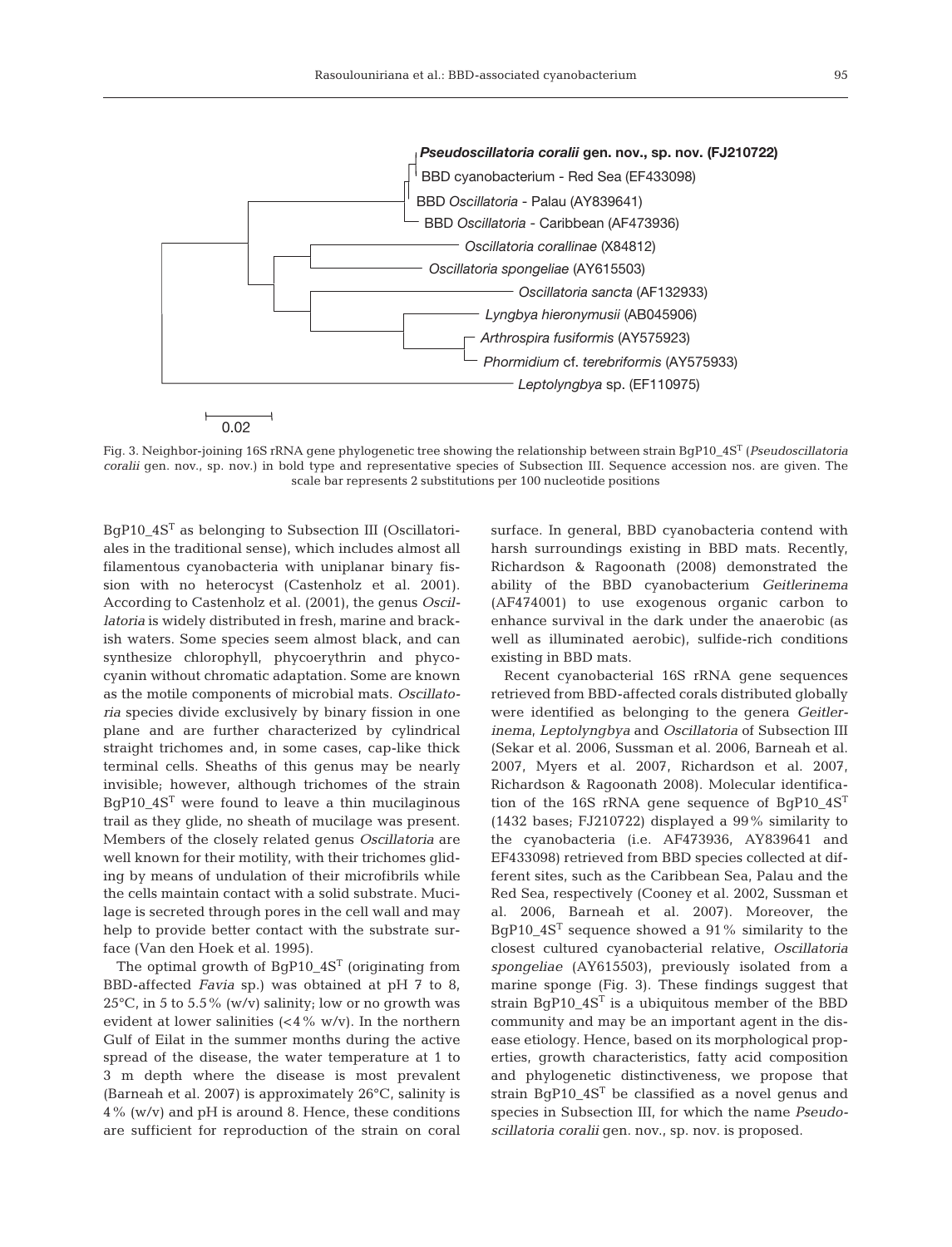Fig. 3. Neighbor-joining 16S rRNA gene phylogenetic tree showing the relationship between strain BgP10_4S$^T$ (*Pseudoscillatoria coralii* gen. nov., sp. nov.) in bold type and representative species of Subsection III. Sequence accession nos. are given. The scale bar represents 2 substitutions per 100 nucleotide positions

BgP10_4S$^T$ as belonging to Subsection III (Oscillatoriales in the traditional sense), which includes almost all filamentous cyanobacteria with uniplanar binary fission with no heterocyst (Castenholz et al. 2001). According to Castenholz et al. (2001), the genus *Oscillatoria* is widely distributed in fresh, marine and brackish waters. Some species seem almost black, and can synthesize chlorophyll, phycoerythrin and phycocyanin without chromatic adaptation. Some are known as the motile components of microbial mats. *Oscillatoria* species divide exclusively by binary fission in one plane and are further characterized by cylindrical straight trichomes and, in some cases, cap-like thick terminal cells. Sheaths of this genus may be nearly invisible; however, although trichomes of the strain BgP10_4S$^T$ were found to leave a thin mucilaginous trail as they glide, no sheath of mucilage was present. Members of the closely related genus *Oscillatoria* are well known for their motility, with their trichomes gliding by means of undulation of their microfibrils while the cells maintain contact with a solid substrate. Mucilage is secreted through pores in the cell wall and may help to provide better contact with the substrate surface (Van den Hoek et al. 1995).

The optimal growth of BgP10_4S$^T$ (originating from BBD-affected *Favia* sp.) was obtained at pH 7 to 8, 25°C, in 5 to 5.5% (w/v) salinity; low or no growth was evident at lower salinities (<4% w/v). In the northern Gulf of Eilat in the summer months during the active spread of the disease, the water temperature at 1 to 3 m depth where the disease is most prevalent (Barneah et al. 2007) is approximately 26°C, salinity is 4% (w/v) and pH is around 8. Hence, these conditions are sufficient for reproduction of the strain on coral surface. In general, BBD cyanobacteria contend with harsh surroundings existing in BBD mats. Recently, Richardson & Ragoonath (2008) demonstrated the ability of the BBD cyanobacterium *Geitlerinema* (AF474001) to use exogenous organic carbon to enhance survival in the dark under the anaerobic (as well as illuminated aerobic), sulfide-rich conditions existing in BBD mats.

Recent cyanobacterial 16S rRNA gene sequences retrieved from BBD-affected corals distributed globally were identified as belonging to the genera *Geitlerinema*, *Leptolyngbya* and *Oscillatoria* of Subsection III (Sekar et al. 2006, Sussman et al. 2006, Barneah et al. 2007, Myers et al. 2007, Richardson et al. 2007, Richardson & Ragoonath 2008). Molecular identification of the 16S rRNA gene sequence of BgP10_4S$^T$ (1432 bases; FJ210722) displayed a 99% similarity to the cyanobacteria (i.e. AF473936, AY839641 and EF433098) retrieved from BBD species collected at different sites, such as the Caribbean Sea, Palau and the Red Sea, respectively (Cooney et al. 2002, Sussman et al. 2006, Barneah et al. 2007). Moreover, the BgP10_4S$^T$ sequence showed a 91% similarity to the closest cultured cyanobacterial relative, *Oscillatoria spongeliae* (AY615503), previously isolated from a marine sponge (Fig. 3). These findings suggest that strain BgP10_4S$^T$ is a ubiquitous member of the BBD community and may be an important agent in the disease etiology. Hence, based on its morphological properties, growth characteristics, fatty acid composition and phylogenetic distinctiveness, we propose that strain BgP10_4S$^T$ be classified as a novel genus and species in Subsection III, for which the name *Pseudoscillatoria coralii* gen. nov., sp. nov. is proposed.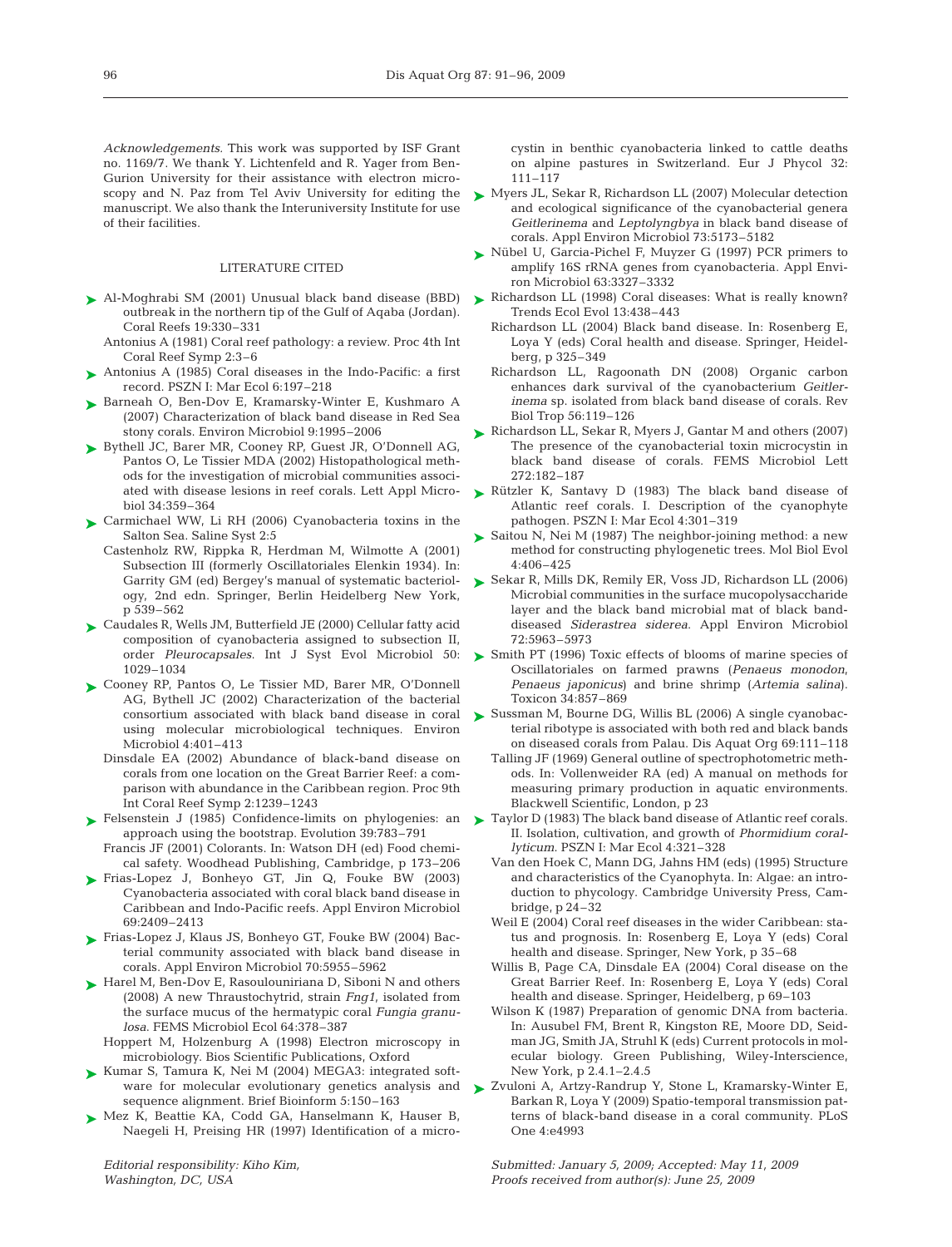*Acknowledgements.* This work was supported by ISF Grant no. 1169/7. We thank Y. Lichtenfeld and R. Yager from Ben-Gurion University for their assistance with electron microscopy and N. Paz from Tel Aviv University for editing the manuscript. We also thank the Interuniversity Institute for use of their facilities.

## LITERATURE CITED

- Al-Moghrabi SM (2001) Unusual black band disease (BBD) outbreak in the northern tip of the Gulf of Aqaba (Jordan). Coral Reefs 19:330–331
- Antonius A (1981) Coral reef pathology: a review. Proc 4th Int Coral Reef Symp 2:3–6
- Antonius A (1985) Coral diseases in the Indo-Pacific: a first record. PSZN I: Mar Ecol 6:197–218
- Barneah O, Ben-Dov E, Kramarsky-Winter E, Kushmaro A (2007) Characterization of black band disease in Red Sea stony corals. Environ Microbiol 9:1995–2006
- Bythell JC, Barer MR, Cooney RP, Guest JR, O'Donnell AG, Pantos O, Le Tissier MDA (2002) Histopathological methods for the investigation of microbial communities associated with disease lesions in reef corals. Lett Appl Microbiol 34:359–364
- Carmichael WW, Li RH (2006) Cyanobacteria toxins in the Salton Sea. Saline Syst 2:5
- Castenholz RW, Rippka R, Herdman M, Wilmotte A (2001) Subsection III (formerly Oscillatoriales Elenkin 1934). In: Garrity GM (ed) Bergey's manual of systematic bacteriology, 2nd edn. Springer, Berlin Heidelberg New York, p 539–562
- Caudales R, Wells JM, Butterfield JE (2000) Cellular fatty acid composition of cyanobacteria assigned to subsection II, order *Pleurocapsales*. Int J Syst Evol Microbiol 50: 1029–1034
- Cooney RP, Pantos O, Le Tissier MD, Barer MR, O'Donnell AG, Bythell JC (2002) Characterization of the bacterial consortium associated with black band disease in coral using molecular microbiological techniques. Environ Microbiol 4:401–413
- Dinsdale EA (2002) Abundance of black-band disease on corals from one location on the Great Barrier Reef: a comparison with abundance in the Caribbean region. Proc 9th Int Coral Reef Symp 2:1239–1243
- Felsenstein J (1985) Confidence-limits on phylogenies: an approach using the bootstrap. Evolution 39:783–791
- Francis JF (2001) Colorants. In: Watson DH (ed) Food chemical safety. Woodhead Publishing, Cambridge, p 173–206
- Frias-Lopez J, Bonheyo GT, Jin Q, Fouke BW (2003) Cyanobacteria associated with coral black band disease in Caribbean and Indo-Pacific reefs. Appl Environ Microbiol 69:2409–2413
- Frias-Lopez J, Klaus JS, Bonheyo GT, Fouke BW (2004) Bacterial community associated with black band disease in corals. Appl Environ Microbiol 70:5955–5962
- Harel M, Ben-Dov E, Rasoulouniriana D, Siboni N and others (2008) A new Thraustochytrid, strain *Fng1*, isolated from the surface mucus of the hermatypic coral *Fungia granulosa*. FEMS Microbiol Ecol 64:378–387
- Hoppert M, Holzenburg A (1998) Electron microscopy in microbiology. Bios Scientific Publications, Oxford
- Kumar S, Tamura K, Nei M (2004) MEGA3: integrated software for molecular evolutionary genetics analysis and sequence alignment. Brief Bioinform 5:150–163
- Mez K, Beattie KA, Codd GA, Hanselmann K, Hauser B, Naegeli H, Preising HR (1997) Identification of a microcystin in benthic cyanobacteria linked to cattle deaths on alpine pastures in Switzerland. Eur J Phycol 32: 111–117
- Myers JL, Sekar R, Richardson LL (2007) Molecular detection and ecological significance of the cyanobacterial genera *Geitlerinema* and *Leptolyngbya* in black band disease of corals. Appl Environ Microbiol 73:5173–5182
- Nübel U, Garcia-Pichel F, Muyzer G (1997) PCR primers to amplify 16S rRNA genes from cyanobacteria. Appl Environ Microbiol 63:3327–3332
- Richardson LL (1998) Coral diseases: What is really known? Trends Ecol Evol 13:438–443
- Richardson LL (2004) Black band disease. In: Rosenberg E, Loya Y (eds) Coral health and disease. Springer, Heidelberg, p 325–349
- Richardson LL, Ragoonath DN (2008) Organic carbon enhances dark survival of the cyanobacterium *Geitlerinema* sp. isolated from black band disease of corals. Rev Biol Trop 56:119–126
- Richardson LL, Sekar R, Myers J, Gantar M and others (2007) The presence of the cyanobacterial toxin microcystin in black band disease of corals. FEMS Microbiol Lett 272:182–187
- Rützler K, Santavy D (1983) The black band disease of Atlantic reef corals. I. Description of the cyanophyte pathogen. PSZN I: Mar Ecol 4:301–319
- Saitou N, Nei M (1987) The neighbor-joining method: a new method for constructing phylogenetic trees. Mol Biol Evol 4:406–425
- Sekar R, Mills DK, Remily ER, Voss JD, Richardson LL (2006) Microbial communities in the surface mucopolysaccharide layer and the black band microbial mat of black band-diseased *Siderastrea siderea*. Appl Environ Microbiol 72:5963–5973
- Smith PT (1996) Toxic effects of blooms of marine species of Oscillatoriales on farmed prawns (*Penaeus monodon*, *Penaeus japonicus*) and brine shrimp (*Artemia salina*). Toxicon 34:857–869
- Sussman M, Bourne DG, Willis BL (2006) A single cyanobacterial ribotype is associated with both red and black bands on diseased corals from Palau. Dis Aquat Org 69:111–118
- Talling JF (1969) General outline of spectrophotometric methods. In: Vollenweider RA (ed) A manual on methods for measuring primary production in aquatic environments. Blackwell Scientific, London, p 23
- Taylor D (1983) The black band disease of Atlantic reef corals. II. Isolation, cultivation, and growth of *Phormidium corallyticum*. PSZN I: Mar Ecol 4:321–328
- Van den Hoek C, Mann DG, Jahns HM (eds) (1995) Structure and characteristics of the Cyanophyta. In: Algae: an introduction to phycology. Cambridge University Press, Cambridge, p 24–32
- Weil E (2004) Coral reef diseases in the wider Caribbean: status and prognosis. In: Rosenberg E, Loya Y (eds) Coral health and disease. Springer, New York, p 35–68
- Willis B, Page CA, Dinsdale EA (2004) Coral disease on the Great Barrier Reef. In: Rosenberg E, Loya Y (eds) Coral health and disease. Springer, Heidelberg, p 69–103
- Wilson K (1987) Preparation of genomic DNA from bacteria. In: Ausubel FM, Brent R, Kingston RE, Moore DD, Seidman JG, Smith JA, Struhl K (eds) Current protocols in molecular biology. Green Publishing, Wiley-Interscience, New York, p 2.4.1–2.4.5
- Zvuloni A, Artzy-Randrup Y, Stone L, Kramarsky-Winter E, Barkan R, Loya Y (2009) Spatio-temporal transmission patterns of black-band disease in a coral community. PLoS One 4:e4993

*Editorial responsibility: Kiho Kim, Washington, DC, USA*

*Submitted: January 5, 2009; Accepted: May 11, 2009*
*Proofs received from author(s): June 25, 2009*